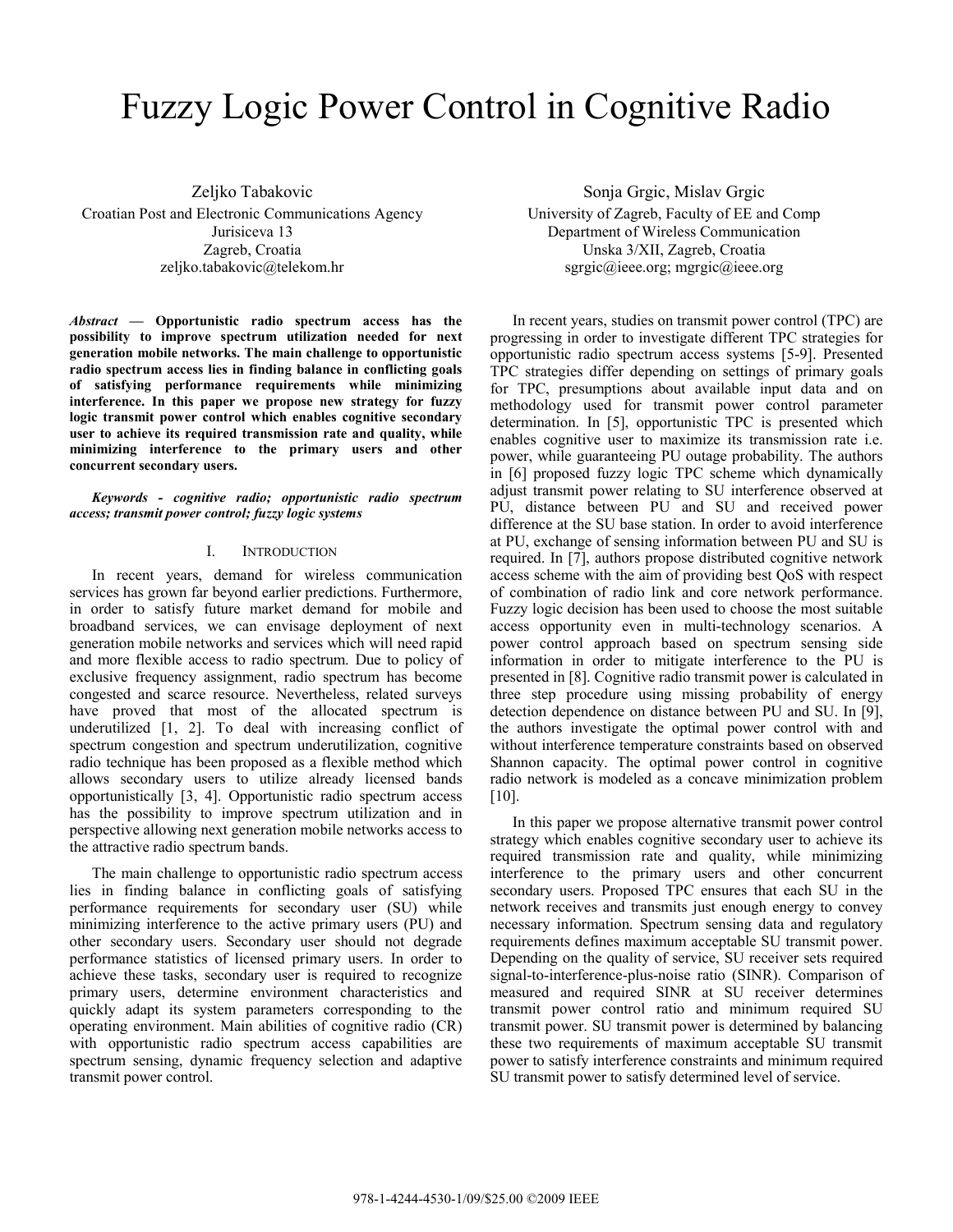# Fuzzy Logic Power Control in Cognitive Radio

Zeljko Tabakovic
Croatian Post and Electronic Communications Agency
Jurisiceva 13
Zagreb, Croatia
zeljko.tabakovic@telekom.hr

Sonja Grgic, Mislav Grgic
University of Zagreb, Faculty of EE and Comp
Department of Wireless Communication
Unska 3/XII, Zagreb, Croatia
sgrgic@ieee.org; mgrgic@ieee.org

***Abstract* — Opportunistic radio spectrum access has the possibility to improve spectrum utilization needed for next generation mobile networks. The main challenge to opportunistic radio spectrum access lies in finding balance in conflicting goals of satisfying performance requirements while minimizing interference. In this paper we propose new strategy for fuzzy logic transmit power control which enables cognitive secondary user to achieve its required transmission rate and quality, while minimizing interference to the primary users and other concurrent secondary users.**

***Keywords - cognitive radio; opportunistic radio spectrum access; transmit power control; fuzzy logic systems***

## I. Introduction

In recent years, demand for wireless communication services has grown far beyond earlier predictions. Furthermore, in order to satisfy future market demand for mobile and broadband services, we can envisage deployment of next generation mobile networks and services which will need rapid and more flexible access to radio spectrum. Due to policy of exclusive frequency assignment, radio spectrum has become congested and scarce resource. Nevertheless, related surveys have proved that most of the allocated spectrum is underutilized [1, 2]. To deal with increasing conflict of spectrum congestion and spectrum underutilization, cognitive radio technique has been proposed as a flexible method which allows secondary users to utilize already licensed bands opportunistically [3, 4]. Opportunistic radio spectrum access has the possibility to improve spectrum utilization and in perspective allowing next generation mobile networks access to the attractive radio spectrum bands.

The main challenge to opportunistic radio spectrum access lies in finding balance in conflicting goals of satisfying performance requirements for secondary user (SU) while minimizing interference to the active primary users (PU) and other secondary users. Secondary user should not degrade performance statistics of licensed primary users. In order to achieve these tasks, secondary user is required to recognize primary users, determine environment characteristics and quickly adapt its system parameters corresponding to the operating environment. Main abilities of cognitive radio (CR) with opportunistic radio spectrum access capabilities are spectrum sensing, dynamic frequency selection and adaptive transmit power control.

In recent years, studies on transmit power control (TPC) are progressing in order to investigate different TPC strategies for opportunistic radio spectrum access systems [5-9]. Presented TPC strategies differ depending on settings of primary goals for TPC, presumptions about available input data and on methodology used for transmit power control parameter determination. In [5], opportunistic TPC is presented which enables cognitive user to maximize its transmission rate i.e. power, while guaranteeing PU outage probability. The authors in [6] proposed fuzzy logic TPC scheme which dynamically adjust transmit power relating to SU interference observed at PU, distance between PU and SU and received power difference at the SU base station. In order to avoid interference at PU, exchange of sensing information between PU and SU is required. In [7], authors propose distributed cognitive network access scheme with the aim of providing best QoS with respect of combination of radio link and core network performance. Fuzzy logic decision has been used to choose the most suitable access opportunity even in multi-technology scenarios. A power control approach based on spectrum sensing side information in order to mitigate interference to the PU is presented in [8]. Cognitive radio transmit power is calculated in three step procedure using missing probability of energy detection dependence on distance between PU and SU. In [9], the authors investigate the optimal power control with and without interference temperature constraints based on observed Shannon capacity. The optimal power control in cognitive radio network is modeled as a concave minimization problem [10].

In this paper we propose alternative transmit power control strategy which enables cognitive secondary user to achieve its required transmission rate and quality, while minimizing interference to the primary users and other concurrent secondary users. Proposed TPC ensures that each SU in the network receives and transmits just enough energy to convey necessary information. Spectrum sensing data and regulatory requirements defines maximum acceptable SU transmit power. Depending on the quality of service, SU receiver sets required signal-to-interference-plus-noise ratio (SINR). Comparison of measured and required SINR at SU receiver determines transmit power control ratio and minimum required SU transmit power. SU transmit power is determined by balancing these two requirements of maximum acceptable SU transmit power to satisfy interference constraints and minimum required SU transmit power to satisfy determined level of service.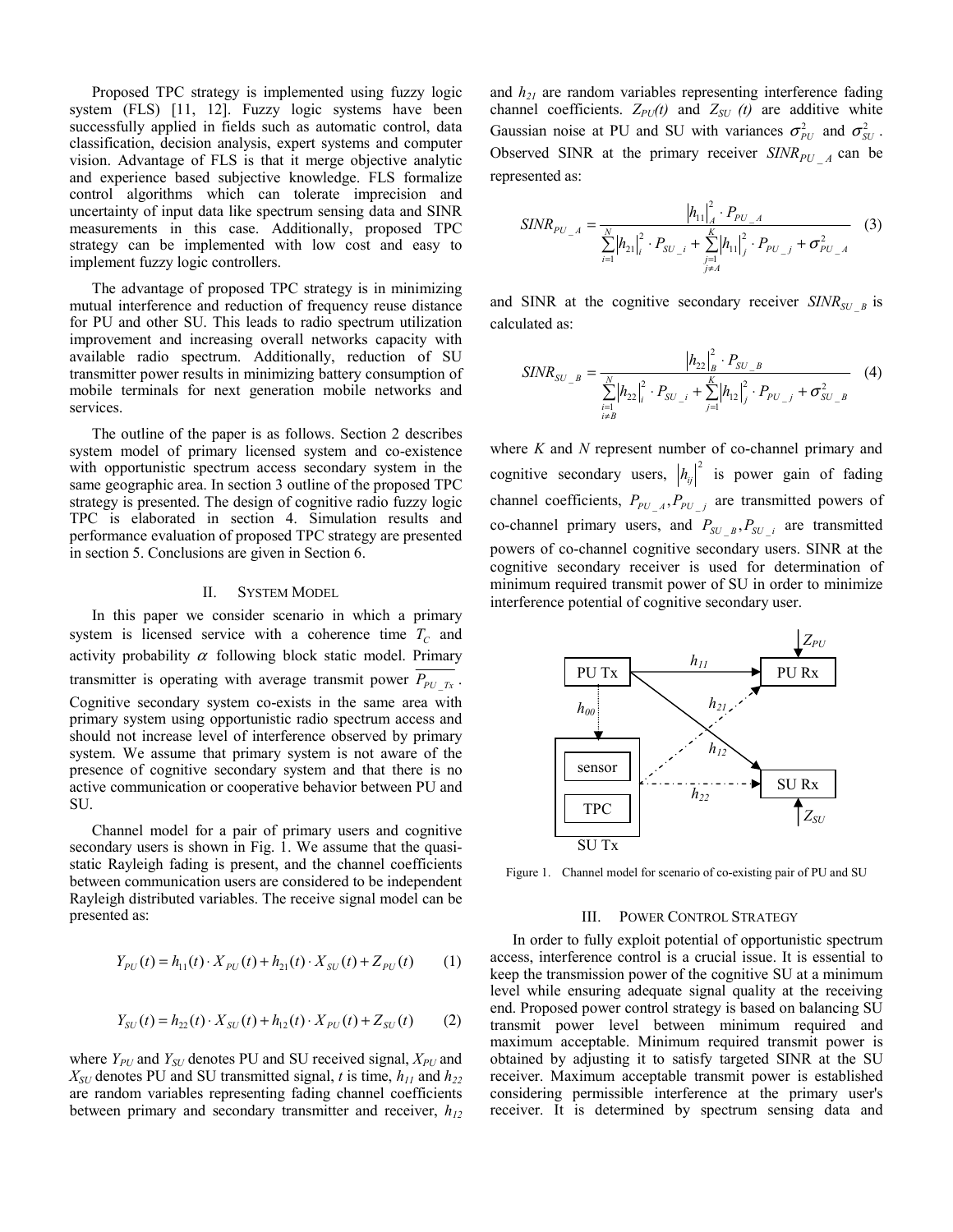Proposed TPC strategy is implemented using fuzzy logic system (FLS) [11, 12]. Fuzzy logic systems have been successfully applied in fields such as automatic control, data classification, decision analysis, expert systems and computer vision. Advantage of FLS is that it merge objective analytic and experience based subjective knowledge. FLS formalize control algorithms which can tolerate imprecision and uncertainty of input data like spectrum sensing data and SINR measurements in this case. Additionally, proposed TPC strategy can be implemented with low cost and easy to implement fuzzy logic controllers.

The advantage of proposed TPC strategy is in minimizing mutual interference and reduction of frequency reuse distance for PU and other SU. This leads to radio spectrum utilization improvement and increasing overall networks capacity with available radio spectrum. Additionally, reduction of SU transmitter power results in minimizing battery consumption of mobile terminals for next generation mobile networks and services.

The outline of the paper is as follows. Section 2 describes system model of primary licensed system and co-existence with opportunistic spectrum access secondary system in the same geographic area. In section 3 outline of the proposed TPC strategy is presented. The design of cognitive radio fuzzy logic TPC is elaborated in section 4. Simulation results and performance evaluation of proposed TPC strategy are presented in section 5. Conclusions are given in Section 6.

## II. System Model

In this paper we consider scenario in which a primary system is licensed service with a coherence time $T_C$ and activity probability $\alpha$ following block static model. Primary transmitter is operating with average transmit power $\overline{P_{PU\_Tx}}$. Cognitive secondary system co-exists in the same area with primary system using opportunistic radio spectrum access and should not increase level of interference observed by primary system. We assume that primary system is not aware of the presence of cognitive secondary system and that there is no active communication or cooperative behavior between PU and SU.

Channel model for a pair of primary users and cognitive secondary users is shown in Fig. 1. We assume that the quasi-static Rayleigh fading is present, and the channel coefficients between communication users are considered to be independent Rayleigh distributed variables. The receive signal model can be presented as:

$$Y_{PU}(t) = h_{11}(t) \cdot X_{PU}(t) + h_{21}(t) \cdot X_{SU}(t) + Z_{PU}(t) \qquad (1)$$

$$Y_{SU}(t) = h_{22}(t) \cdot X_{SU}(t) + h_{12}(t) \cdot X_{PU}(t) + Z_{SU}(t) \qquad (2)$$

where $Y_{PU}$ and $Y_{SU}$ denotes PU and SU received signal, $X_{PU}$ and $X_{SU}$ denotes PU and SU transmitted signal, $t$ is time, $h_{11}$ and $h_{22}$ are random variables representing fading channel coefficients between primary and secondary transmitter and receiver, $h_{12}$ and $h_{21}$ are random variables representing interference fading channel coefficients. $Z_{PU}(t)$ and $Z_{SU}(t)$ are additive white Gaussian noise at PU and SU with variances $\sigma_{PU}^2$ and $\sigma_{SU}^2$. Observed SINR at the primary receiver $SINR_{PU\_A}$ can be represented as:

$$SINR_{PU\_A} = \frac{|h_{11}|_A^2 \cdot P_{PU\_A}}{\sum_{i=1}^{N} |h_{21}|_i^2 \cdot P_{SU\_i} + \sum_{\substack{j=1 \\ j \neq A}}^{K} |h_{11}|_j^2 \cdot P_{PU\_j} + \sigma_{PU\_A}^2} \qquad (3)$$

and SINR at the cognitive secondary receiver $SINR_{SU\_B}$ is calculated as:

$$SINR_{SU\_B} = \frac{|h_{22}|_B^2 \cdot P_{SU\_B}}{\sum_{\substack{i=1 \\ i \neq B}}^{N} |h_{22}|_i^2 \cdot P_{SU\_i} + \sum_{j=1}^{K} |h_{12}|_j^2 \cdot P_{PU\_j} + \sigma_{SU\_B}^2} \qquad (4)$$

where $K$ and $N$ represent number of co-channel primary and cognitive secondary users, $|h_{ij}|^2$ is power gain of fading channel coefficients, $P_{PU\_A}, P_{PU\_j}$ are transmitted powers of co-channel primary users, and $P_{SU\_B}, P_{SU\_i}$ are transmitted powers of co-channel cognitive secondary users. SINR at the cognitive secondary receiver is used for determination of minimum required transmit power of SU in order to minimize interference potential of cognitive secondary user.

Figure 1. Channel model for scenario of co-existing pair of PU and SU

## III. Power Control Strategy

In order to fully exploit potential of opportunistic spectrum access, interference control is a crucial issue. It is essential to keep the transmission power of the cognitive SU at a minimum level while ensuring adequate signal quality at the receiving end. Proposed power control strategy is based on balancing SU transmit power level between minimum required and maximum acceptable. Minimum required transmit power is obtained by adjusting it to satisfy targeted SINR at the SU receiver. Maximum acceptable transmit power is established considering permissible interference at the primary user's receiver. It is determined by spectrum sensing data and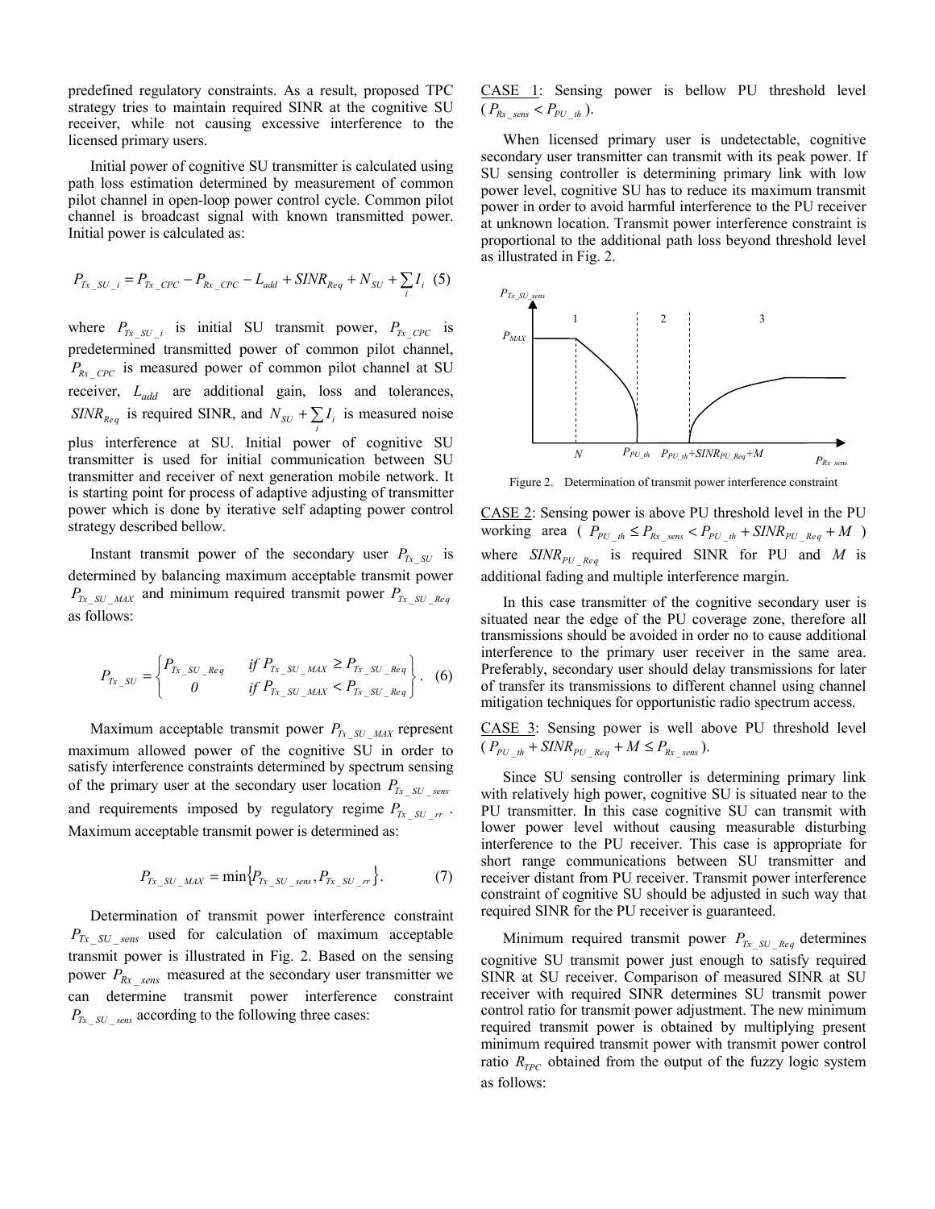predefined regulatory constraints. As a result, proposed TPC strategy tries to maintain required SINR at the cognitive SU receiver, while not causing excessive interference to the licensed primary users.

Initial power of cognitive SU transmitter is calculated using path loss estimation determined by measurement of common pilot channel in open-loop power control cycle. Common pilot channel is broadcast signal with known transmitted power. Initial power is calculated as:

$$P_{Tx\_SU\_i} = P_{Tx\_CPC} - P_{Rx\_CPC} - L_{add} + SINR_{Req} + N_{SU} + \sum_i I_i \quad (5)$$

where $P_{Tx\_SU\_i}$ is initial SU transmit power, $P_{Tx\_CPC}$ is predetermined transmitted power of common pilot channel, $P_{Rx\_CPC}$ is measured power of common pilot channel at SU receiver, $L_{add}$ are additional gain, loss and tolerances, $SINR_{Req}$ is required SINR, and $N_{SU} + \sum_i I_i$ is measured noise plus interference at SU. Initial power of cognitive SU transmitter is used for initial communication between SU transmitter and receiver of next generation mobile network. It is starting point for process of adaptive adjusting of transmitter power which is done by iterative self adapting power control strategy described bellow.

Instant transmit power of the secondary user $P_{Tx\_SU}$ is determined by balancing maximum acceptable transmit power $P_{Tx\_SU\_MAX}$ and minimum required transmit power $P_{Tx\_SU\_Req}$ as follows:

$$P_{Tx\_SU} = \begin{cases} P_{Tx\_SU\_Req} & if\ P_{Tx\_SU\_MAX} \geq P_{Tx\_SU\_Req} \\ 0 & if\ P_{Tx\_SU\_MAX} < P_{Tx\_SU\_Req} \end{cases}. \quad (6)$$

Maximum acceptable transmit power $P_{Tx\_SU\_MAX}$ represent maximum allowed power of the cognitive SU in order to satisfy interference constraints determined by spectrum sensing of the primary user at the secondary user location $P_{Tx\_SU\_sens}$ and requirements imposed by regulatory regime $P_{Tx\_SU\_rr}$. Maximum acceptable transmit power is determined as:

$$P_{Tx\_SU\_MAX} = \min\{P_{Tx\_SU\_sens}, P_{Tx\_SU\_rr}\}. \quad (7)$$

Determination of transmit power interference constraint $P_{Tx\_SU\_sens}$ used for calculation of maximum acceptable transmit power is illustrated in Fig. 2. Based on the sensing power $P_{Rx\_sens}$ measured at the secondary user transmitter we can determine transmit power interference constraint $P_{Tx\_SU\_sens}$ according to the following three cases:

CASE 1: Sensing power is bellow PU threshold level ($P_{Rx\_sens} < P_{PU\_th}$).

When licensed primary user is undetectable, cognitive secondary user transmitter can transmit with its peak power. If SU sensing controller is determining primary link with low power level, cognitive SU has to reduce its maximum transmit power in order to avoid harmful interference to the PU receiver at unknown location. Transmit power interference constraint is proportional to the additional path loss beyond threshold level as illustrated in Fig. 2.

Figure 2. Determination of transmit power interference constraint

CASE 2: Sensing power is above PU threshold level in the PU working area ($P_{PU\_th} \leq P_{Rx\_sens} < P_{PU\_th} + SINR_{PU\_Req} + M$) where $SINR_{PU\_Req}$ is required SINR for PU and $M$ is additional fading and multiple interference margin.

In this case transmitter of the cognitive secondary user is situated near the edge of the PU coverage zone, therefore all transmissions should be avoided in order no to cause additional interference to the primary user receiver in the same area. Preferably, secondary user should delay transmissions for later of transfer its transmissions to different channel using channel mitigation techniques for opportunistic radio spectrum access.

CASE 3: Sensing power is well above PU threshold level ($P_{PU\_th} + SINR_{PU\_Req} + M \leq P_{Rx\_sens}$).

Since SU sensing controller is determining primary link with relatively high power, cognitive SU is situated near to the PU transmitter. In this case cognitive SU can transmit with lower power level without causing measurable disturbing interference to the PU receiver. This case is appropriate for short range communications between SU transmitter and receiver distant from PU receiver. Transmit power interference constraint of cognitive SU should be adjusted in such way that required SINR for the PU receiver is guaranteed.

Minimum required transmit power $P_{Tx\_SU\_Req}$ determines cognitive SU transmit power just enough to satisfy required SINR at SU receiver. Comparison of measured SINR at SU receiver with required SINR determines SU transmit power control ratio for transmit power adjustment. The new minimum required transmit power is obtained by multiplying present minimum required transmit power with transmit power control ratio $R_{TPC}$ obtained from the output of the fuzzy logic system as follows: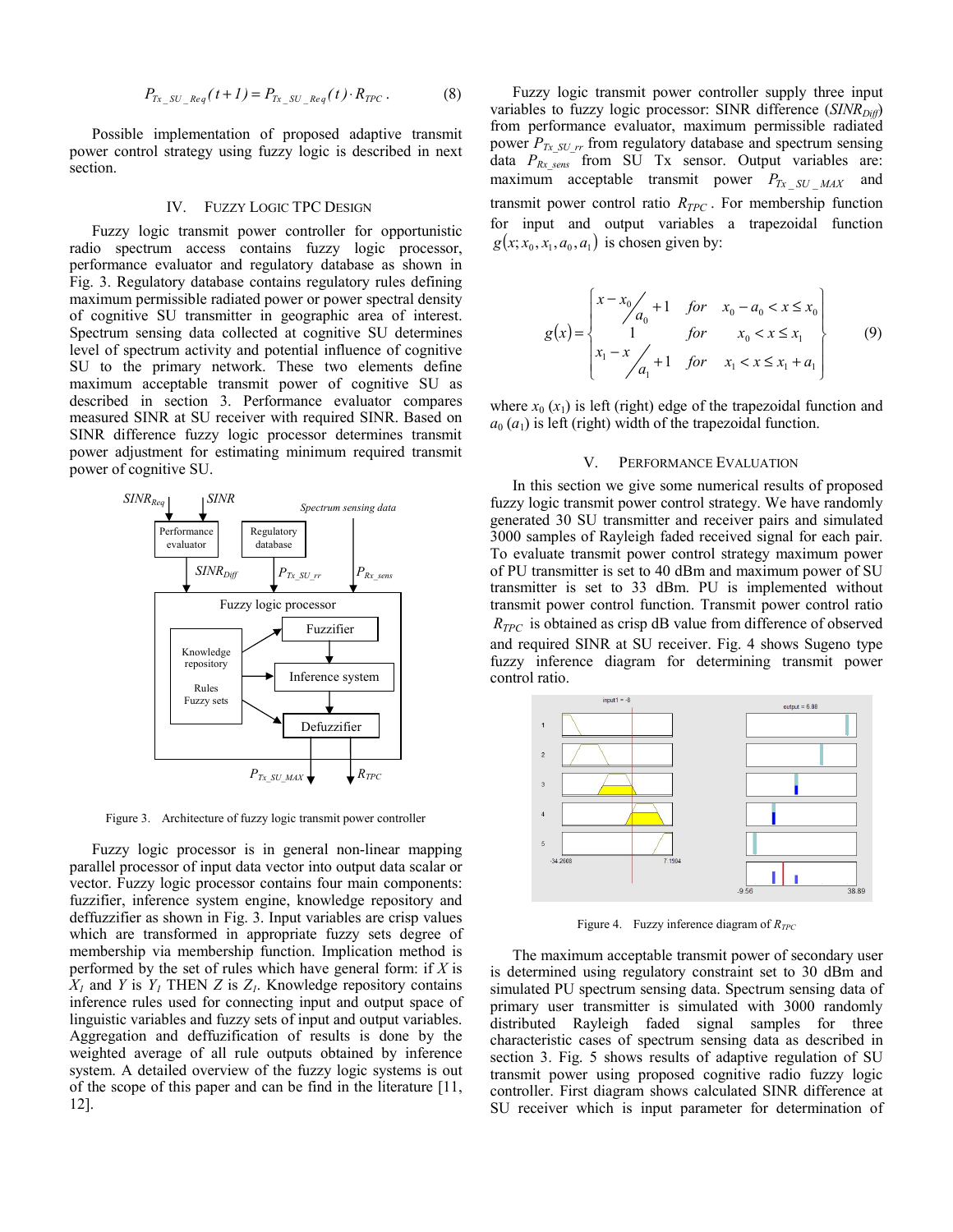$$P_{Tx\_SU\_Req}(t+1) = P_{Tx\_SU\_Req}(t) \cdot R_{TPC}. \qquad (8)$$

Possible implementation of proposed adaptive transmit power control strategy using fuzzy logic is described in next section.

## IV. Fuzzy Logic TPC Design

Fuzzy logic transmit power controller for opportunistic radio spectrum access contains fuzzy logic processor, performance evaluator and regulatory database as shown in Fig. 3. Regulatory database contains regulatory rules defining maximum permissible radiated power or power spectral density of cognitive SU transmitter in geographic area of interest. Spectrum sensing data collected at cognitive SU determines level of spectrum activity and potential influence of cognitive SU to the primary network. These two elements define maximum acceptable transmit power of cognitive SU as described in section 3. Performance evaluator compares measured SINR at SU receiver with required SINR. Based on SINR difference fuzzy logic processor determines transmit power adjustment for estimating minimum required transmit power of cognitive SU.

Figure 3. Architecture of fuzzy logic transmit power controller

Fuzzy logic processor is in general non-linear mapping parallel processor of input data vector into output data scalar or vector. Fuzzy logic processor contains four main components: fuzzifier, inference system engine, knowledge repository and deffuzzifier as shown in Fig. 3. Input variables are crisp values which are transformed in appropriate fuzzy sets degree of membership via membership function. Implication method is performed by the set of rules which have general form: if $X$ is $X_1$ and $Y$ is $Y_1$ THEN $Z$ is $Z_1$. Knowledge repository contains inference rules used for connecting input and output space of linguistic variables and fuzzy sets of input and output variables. Aggregation and deffuzification of results is done by the weighted average of all rule outputs obtained by inference system. A detailed overview of the fuzzy logic systems is out of the scope of this paper and can be find in the literature [11, 12].

Fuzzy logic transmit power controller supply three input variables to fuzzy logic processor: SINR difference ($SINR_{Diff}$) from performance evaluator, maximum permissible radiated power $P_{Tx\_SU\_rr}$ from regulatory database and spectrum sensing data $P_{Rx\_sens}$ from SU Tx sensor. Output variables are: maximum acceptable transmit power $P_{Tx\_SU\_MAX}$ and transmit power control ratio $R_{TPC}$. For membership function for input and output variables a trapezoidal function $g(x; x_0, x_1, a_0, a_1)$ is chosen given by:

$$g(x) = \begin{cases} \dfrac{x - x_0}{a_0} + 1 & for \quad x_0 - a_0 < x \le x_0 \\ 1 & for \quad x_0 < x \le x_1 \\ \dfrac{x_1 - x}{a_1} + 1 & for \quad x_1 < x \le x_1 + a_1 \end{cases} \qquad (9)$$

where $x_0$ ($x_1$) is left (right) edge of the trapezoidal function and $a_0$ ($a_1$) is left (right) width of the trapezoidal function.

## V. Performance Evaluation

In this section we give some numerical results of proposed fuzzy logic transmit power control strategy. We have randomly generated 30 SU transmitter and receiver pairs and simulated 3000 samples of Rayleigh faded received signal for each pair. To evaluate transmit power control strategy maximum power of PU transmitter is set to 40 dBm and maximum power of SU transmitter is set to 33 dBm. PU is implemented without transmit power control function. Transmit power control ratio $R_{TPC}$ is obtained as crisp dB value from difference of observed and required SINR at SU receiver. Fig. 4 shows Sugeno type fuzzy inference diagram for determining transmit power control ratio.

Figure 4. Fuzzy inference diagram of $R_{TPC}$

The maximum acceptable transmit power of secondary user is determined using regulatory constraint set to 30 dBm and simulated PU spectrum sensing data. Spectrum sensing data of primary user transmitter is simulated with 3000 randomly distributed Rayleigh faded signal samples for three characteristic cases of spectrum sensing data as described in section 3. Fig. 5 shows results of adaptive regulation of SU transmit power using proposed cognitive radio fuzzy logic controller. First diagram shows calculated SINR difference at SU receiver which is input parameter for determination of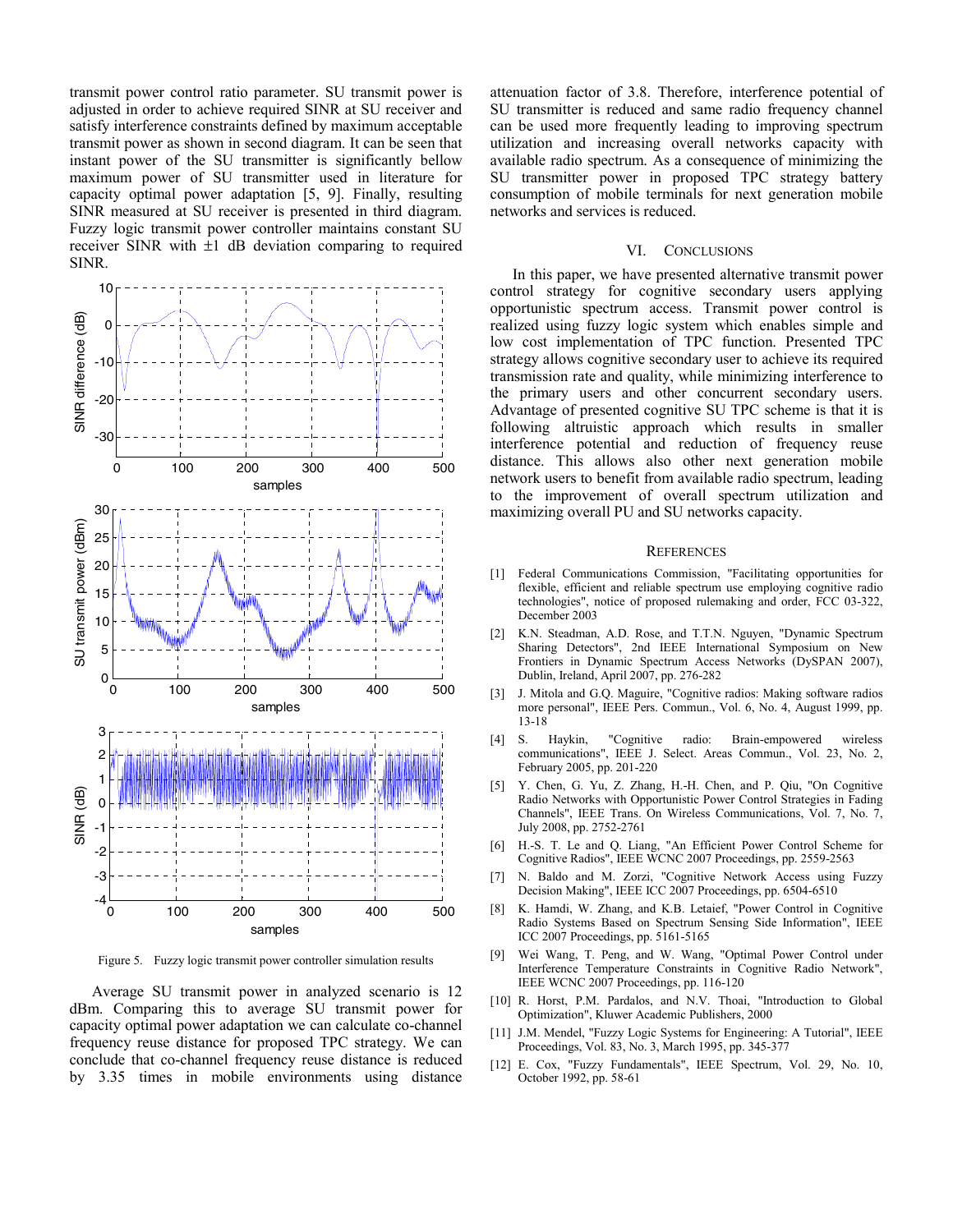transmit power control ratio parameter. SU transmit power is adjusted in order to achieve required SINR at SU receiver and satisfy interference constraints defined by maximum acceptable transmit power as shown in second diagram. It can be seen that instant power of the SU transmitter is significantly bellow maximum power of SU transmitter used in literature for capacity optimal power adaptation [5, 9]. Finally, resulting SINR measured at SU receiver is presented in third diagram. Fuzzy logic transmit power controller maintains constant SU receiver SINR with ±1 dB deviation comparing to required SINR.

SINR difference (dB)
10
0
-10
-20
-30
0 100 200 300 400 500
samples

SU transmit power (dBm)
30
25
20
15
10
5
0
0 100 200 300 400 500
samples

SINR (dB)
3
2
1
0
-1
-2
-3
-4
0 100 200 300 400 500
samples

Figure 5. Fuzzy logic transmit power controller simulation results

Average SU transmit power in analyzed scenario is 12 dBm. Comparing this to average SU transmit power for capacity optimal power adaptation we can calculate co-channel frequency reuse distance for proposed TPC strategy. We can conclude that co-channel frequency reuse distance is reduced by 3.35 times in mobile environments using distance attenuation factor of 3.8. Therefore, interference potential of SU transmitter is reduced and same radio frequency channel can be used more frequently leading to improving spectrum utilization and increasing overall networks capacity with available radio spectrum. As a consequence of minimizing the SU transmitter power in proposed TPC strategy battery consumption of mobile terminals for next generation mobile networks and services is reduced.

## VI. Conclusions

In this paper, we have presented alternative transmit power control strategy for cognitive secondary users applying opportunistic spectrum access. Transmit power control is realized using fuzzy logic system which enables simple and low cost implementation of TPC function. Presented TPC strategy allows cognitive secondary user to achieve its required transmission rate and quality, while minimizing interference to the primary users and other concurrent secondary users. Advantage of presented cognitive SU TPC scheme is that it is following altruistic approach which results in smaller interference potential and reduction of frequency reuse distance. This allows also other next generation mobile network users to benefit from available radio spectrum, leading to the improvement of overall spectrum utilization and maximizing overall PU and SU networks capacity.

## References

[1] Federal Communications Commission, "Facilitating opportunities for flexible, efficient and reliable spectrum use employing cognitive radio technologies", notice of proposed rulemaking and order, FCC 03-322, December 2003

[2] K.N. Steadman, A.D. Rose, and T.T.N. Nguyen, "Dynamic Spectrum Sharing Detectors", 2nd IEEE International Symposium on New Frontiers in Dynamic Spectrum Access Networks (DySPAN 2007), Dublin, Ireland, April 2007, pp. 276-282

[3] J. Mitola and G.Q. Maguire, "Cognitive radios: Making software radios more personal", IEEE Pers. Commun., Vol. 6, No. 4, August 1999, pp. 13-18

[4] S. Haykin, "Cognitive radio: Brain-empowered wireless communications", IEEE J. Select. Areas Commun., Vol. 23, No. 2, February 2005, pp. 201-220

[5] Y. Chen, G. Yu, Z. Zhang, H.-H. Chen, and P. Qiu, "On Cognitive Radio Networks with Opportunistic Power Control Strategies in Fading Channels", IEEE Trans. On Wireless Communications, Vol. 7, No. 7, July 2008, pp. 2752-2761

[6] H.-S. T. Le and Q. Liang, "An Efficient Power Control Scheme for Cognitive Radios", IEEE WCNC 2007 Proceedings, pp. 2559-2563

[7] N. Baldo and M. Zorzi, "Cognitive Network Access using Fuzzy Decision Making", IEEE ICC 2007 Proceedings, pp. 6504-6510

[8] K. Hamdi, W. Zhang, and K.B. Letaief, "Power Control in Cognitive Radio Systems Based on Spectrum Sensing Side Information", IEEE ICC 2007 Proceedings, pp. 5161-5165

[9] Wei Wang, T. Peng, and W. Wang, "Optimal Power Control under Interference Temperature Constraints in Cognitive Radio Network", IEEE WCNC 2007 Proceedings, pp. 116-120

[10] R. Horst, P.M. Pardalos, and N.V. Thoai, "Introduction to Global Optimization", Kluwer Academic Publishers, 2000

[11] J.M. Mendel, "Fuzzy Logic Systems for Engineering: A Tutorial", IEEE Proceedings, Vol. 83, No. 3, March 1995, pp. 345-377

[12] E. Cox, "Fuzzy Fundamentals", IEEE Spectrum, Vol. 29, No. 10, October 1992, pp. 58-61